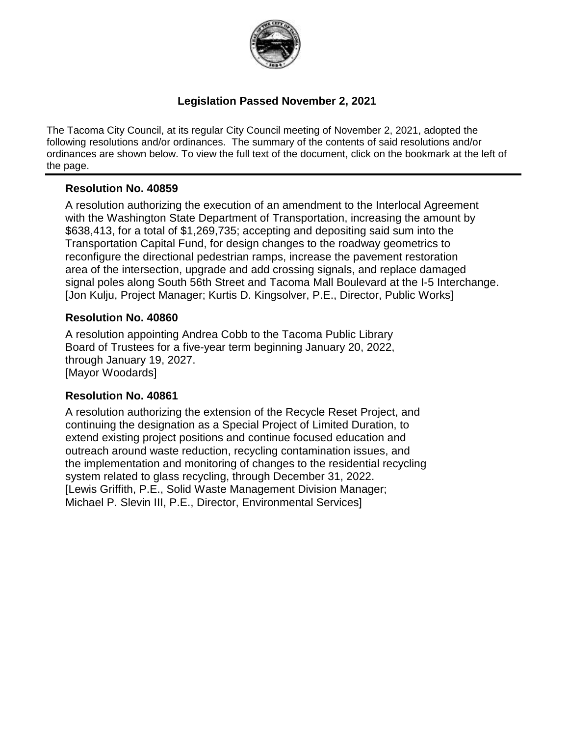# Legislation Passed November 2, 2021

The Tacoma City Council, at its regular City Council meeting of November 2, 2021, adopted the following resolutions and/or ordinances. The summary of the contents of said resolutions and/or ordinances are shown below. To view the full text of the document, click on the bookmark at the left of the page.

---

### Resolution No. 40859

A resolution authorizing the execution of an amendment to the Interlocal Agreement with the Washington State Department of Transportation, increasing the amount by $638,413, for a total of $1,269,735; accepting and depositing said sum into the Transportation Capital Fund, for design changes to the roadway geometrics to reconfigure the directional pedestrian ramps, increase the pavement restoration area of the intersection, upgrade and add crossing signals, and replace damaged signal poles along South 56th Street and Tacoma Mall Boulevard at the I-5 Interchange.
[Jon Kulju, Project Manager; Kurtis D. Kingsolver, P.E., Director, Public Works]

### Resolution No. 40860

A resolution appointing Andrea Cobb to the Tacoma Public Library Board of Trustees for a five-year term beginning January 20, 2022, through January 19, 2027.
[Mayor Woodards]

### Resolution No. 40861

A resolution authorizing the extension of the Recycle Reset Project, and continuing the designation as a Special Project of Limited Duration, to extend existing project positions and continue focused education and outreach around waste reduction, recycling contamination issues, and the implementation and monitoring of changes to the residential recycling system related to glass recycling, through December 31, 2022.
[Lewis Griffith, P.E., Solid Waste Management Division Manager; Michael P. Slevin III, P.E., Director, Environmental Services]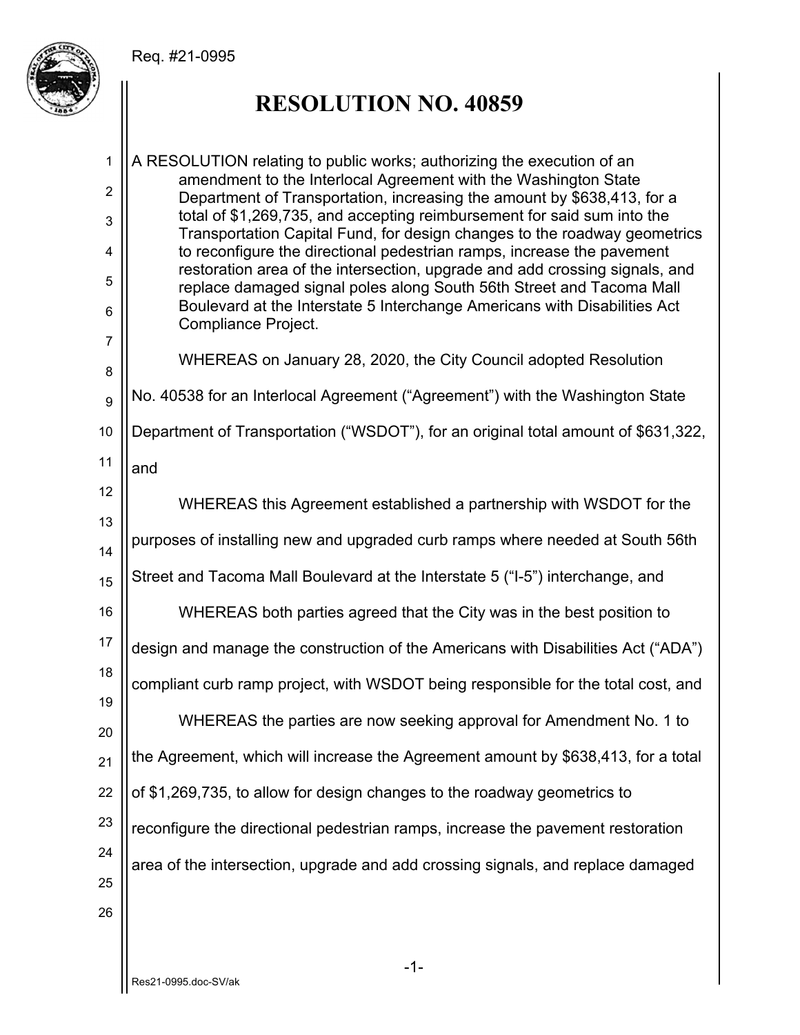Req. #21-0995

# RESOLUTION NO. 40859

A RESOLUTION relating to public works; authorizing the execution of an amendment to the Interlocal Agreement with the Washington State Department of Transportation, increasing the amount by $638,413, for a total of $1,269,735, and accepting reimbursement for said sum into the Transportation Capital Fund, for design changes to the roadway geometrics to reconfigure the directional pedestrian ramps, increase the pavement restoration area of the intersection, upgrade and add crossing signals, and replace damaged signal poles along South 56th Street and Tacoma Mall Boulevard at the Interstate 5 Interchange Americans with Disabilities Act Compliance Project.

WHEREAS on January 28, 2020, the City Council adopted Resolution No. 40538 for an Interlocal Agreement ("Agreement") with the Washington State Department of Transportation ("WSDOT"), for an original total amount of $631,322, and

WHEREAS this Agreement established a partnership with WSDOT for the purposes of installing new and upgraded curb ramps where needed at South 56th Street and Tacoma Mall Boulevard at the Interstate 5 ("I-5") interchange, and

WHEREAS both parties agreed that the City was in the best position to design and manage the construction of the Americans with Disabilities Act ("ADA") compliant curb ramp project, with WSDOT being responsible for the total cost, and

WHEREAS the parties are now seeking approval for Amendment No. 1 to the Agreement, which will increase the Agreement amount by $638,413, for a total of $1,269,735, to allow for design changes to the roadway geometrics to reconfigure the directional pedestrian ramps, increase the pavement restoration area of the intersection, upgrade and add crossing signals, and replace damaged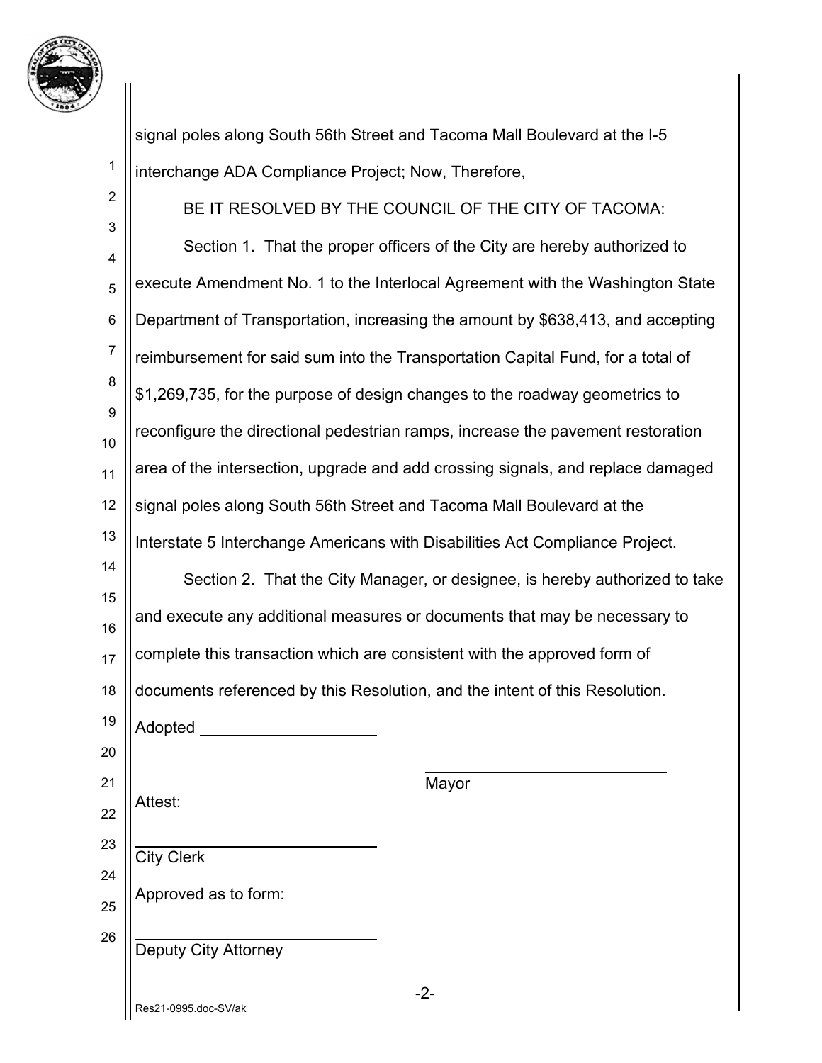signal poles along South 56th Street and Tacoma Mall Boulevard at the I-5 interchange ADA Compliance Project; Now, Therefore,

BE IT RESOLVED BY THE COUNCIL OF THE CITY OF TACOMA:

Section 1. That the proper officers of the City are hereby authorized to execute Amendment No. 1 to the Interlocal Agreement with the Washington State Department of Transportation, increasing the amount by $638,413, and accepting reimbursement for said sum into the Transportation Capital Fund, for a total of $1,269,735, for the purpose of design changes to the roadway geometrics to reconfigure the directional pedestrian ramps, increase the pavement restoration area of the intersection, upgrade and add crossing signals, and replace damaged signal poles along South 56th Street and Tacoma Mall Boulevard at the Interstate 5 Interchange Americans with Disabilities Act Compliance Project.

Section 2. That the City Manager, or designee, is hereby authorized to take and execute any additional measures or documents that may be necessary to complete this transaction which are consistent with the approved form of documents referenced by this Resolution, and the intent of this Resolution.

Adopted ____________________

____________________________
Mayor

Attest:

____________________________
City Clerk

Approved as to form:

____________________________
Deputy City Attorney

Res21-0995.doc-SV/ak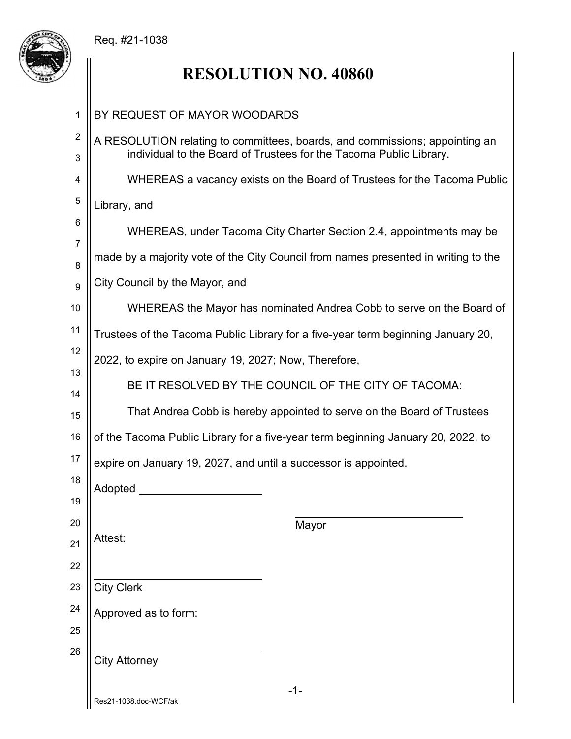Req. #21-1038

# RESOLUTION NO. 40860

BY REQUEST OF MAYOR WOODARDS

A RESOLUTION relating to committees, boards, and commissions; appointing an individual to the Board of Trustees for the Tacoma Public Library.

WHEREAS a vacancy exists on the Board of Trustees for the Tacoma Public Library, and

WHEREAS, under Tacoma City Charter Section 2.4, appointments may be made by a majority vote of the City Council from names presented in writing to the City Council by the Mayor, and

WHEREAS the Mayor has nominated Andrea Cobb to serve on the Board of Trustees of the Tacoma Public Library for a five-year term beginning January 20, 2022, to expire on January 19, 2027; Now, Therefore,

BE IT RESOLVED BY THE COUNCIL OF THE CITY OF TACOMA:

That Andrea Cobb is hereby appointed to serve on the Board of Trustees of the Tacoma Public Library for a five-year term beginning January 20, 2022, to expire on January 19, 2027, and until a successor is appointed.

Adopted ____________________

____________________________
Mayor

Attest:

____________________________
City Clerk

Approved as to form:

____________________________
City Attorney

Res21-1038.doc-WCF/ak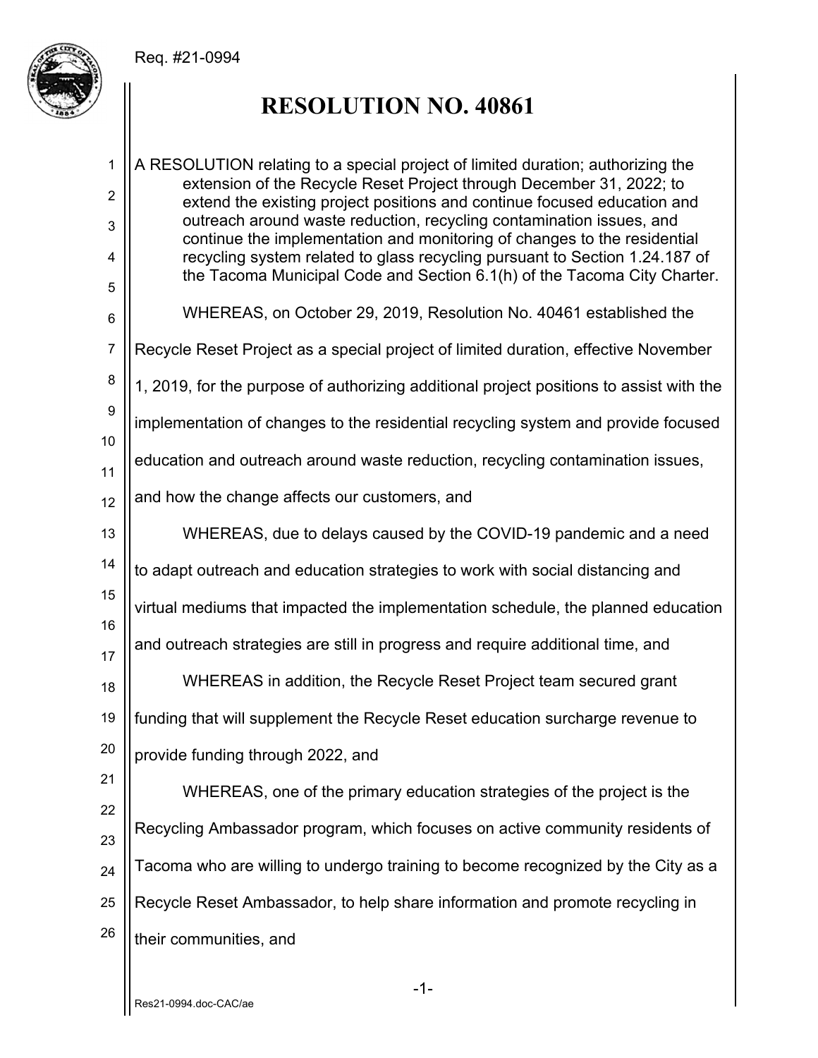Req. #21-0994

# RESOLUTION NO. 40861

A RESOLUTION relating to a special project of limited duration; authorizing the extension of the Recycle Reset Project through December 31, 2022; to extend the existing project positions and continue focused education and outreach around waste reduction, recycling contamination issues, and continue the implementation and monitoring of changes to the residential recycling system related to glass recycling pursuant to Section 1.24.187 of the Tacoma Municipal Code and Section 6.1(h) of the Tacoma City Charter.

WHEREAS, on October 29, 2019, Resolution No. 40461 established the Recycle Reset Project as a special project of limited duration, effective November 1, 2019, for the purpose of authorizing additional project positions to assist with the implementation of changes to the residential recycling system and provide focused education and outreach around waste reduction, recycling contamination issues, and how the change affects our customers, and

WHEREAS, due to delays caused by the COVID-19 pandemic and a need to adapt outreach and education strategies to work with social distancing and virtual mediums that impacted the implementation schedule, the planned education and outreach strategies are still in progress and require additional time, and

WHEREAS in addition, the Recycle Reset Project team secured grant funding that will supplement the Recycle Reset education surcharge revenue to provide funding through 2022, and

WHEREAS, one of the primary education strategies of the project is the Recycling Ambassador program, which focuses on active community residents of Tacoma who are willing to undergo training to become recognized by the City as a Recycle Reset Ambassador, to help share information and promote recycling in their communities, and

Res21-0994.doc-CAC/ae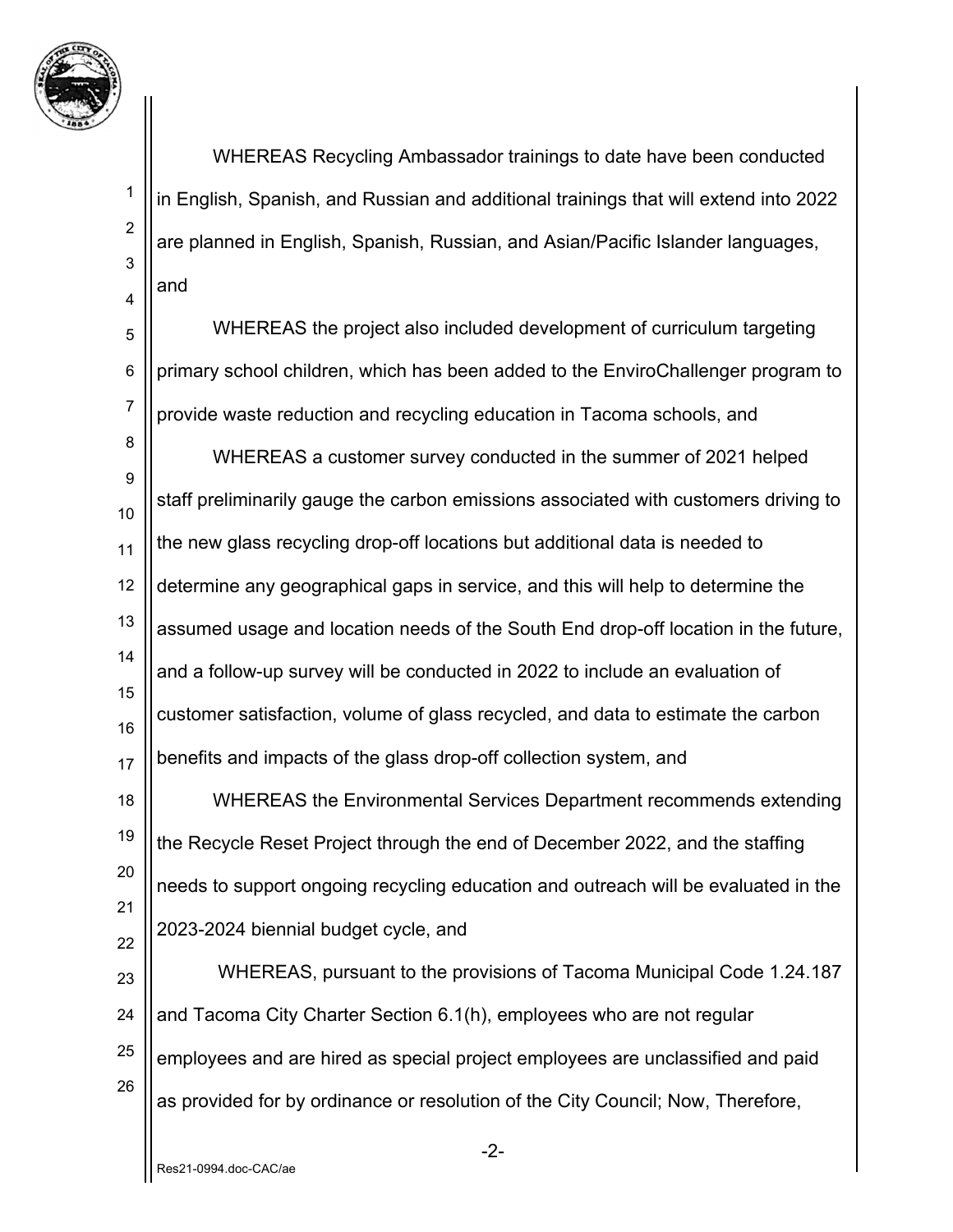WHEREAS Recycling Ambassador trainings to date have been conducted in English, Spanish, and Russian and additional trainings that will extend into 2022 are planned in English, Spanish, Russian, and Asian/Pacific Islander languages, and

WHEREAS the project also included development of curriculum targeting primary school children, which has been added to the EnviroChallenger program to provide waste reduction and recycling education in Tacoma schools, and

WHEREAS a customer survey conducted in the summer of 2021 helped staff preliminarily gauge the carbon emissions associated with customers driving to the new glass recycling drop-off locations but additional data is needed to determine any geographical gaps in service, and this will help to determine the assumed usage and location needs of the South End drop-off location in the future, and a follow-up survey will be conducted in 2022 to include an evaluation of customer satisfaction, volume of glass recycled, and data to estimate the carbon benefits and impacts of the glass drop-off collection system, and

WHEREAS the Environmental Services Department recommends extending the Recycle Reset Project through the end of December 2022, and the staffing needs to support ongoing recycling education and outreach will be evaluated in the 2023-2024 biennial budget cycle, and

WHEREAS, pursuant to the provisions of Tacoma Municipal Code 1.24.187 and Tacoma City Charter Section 6.1(h), employees who are not regular employees and are hired as special project employees are unclassified and paid as provided for by ordinance or resolution of the City Council; Now, Therefore,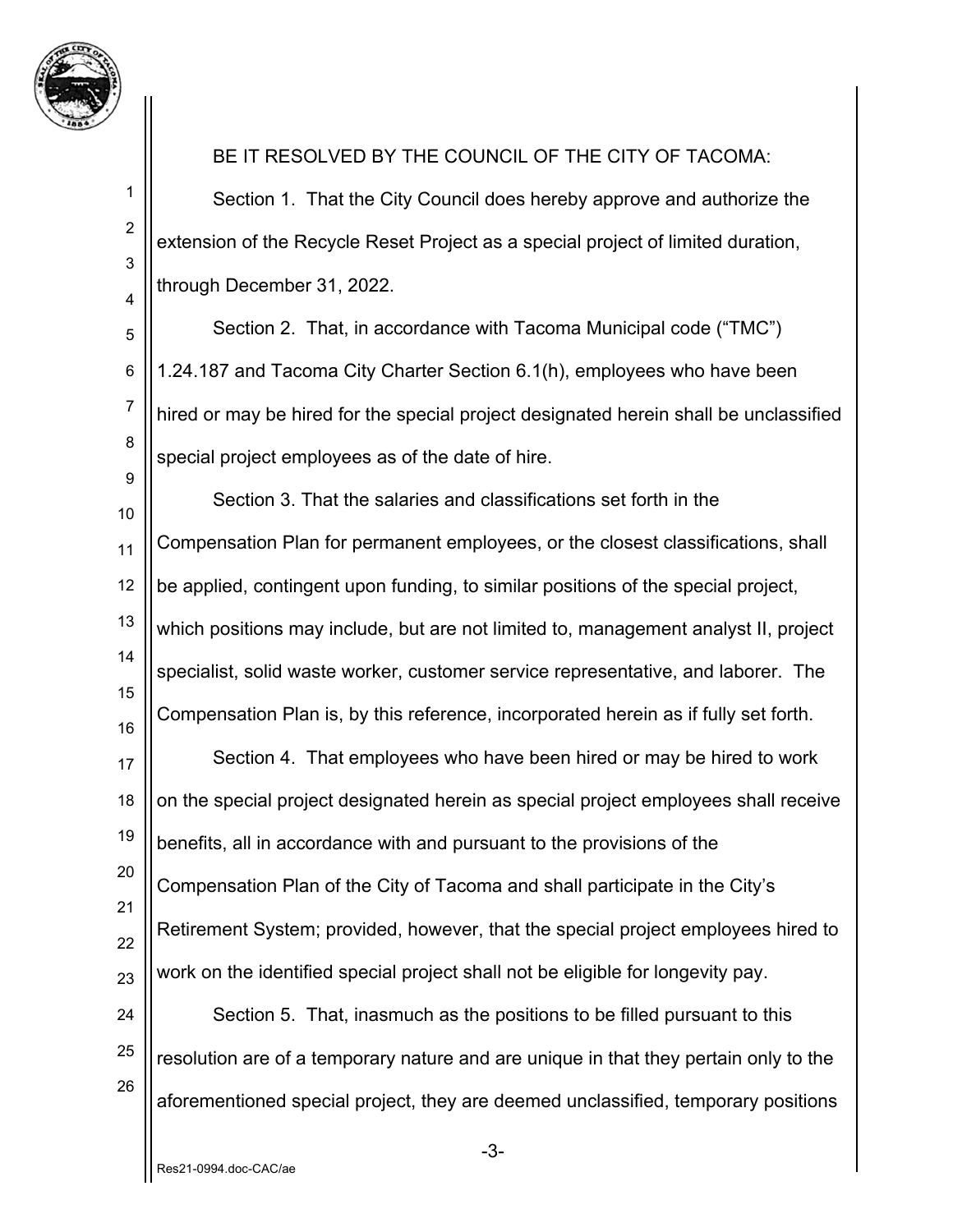BE IT RESOLVED BY THE COUNCIL OF THE CITY OF TACOMA:

Section 1. That the City Council does hereby approve and authorize the extension of the Recycle Reset Project as a special project of limited duration, through December 31, 2022.

Section 2. That, in accordance with Tacoma Municipal code ("TMC") 1.24.187 and Tacoma City Charter Section 6.1(h), employees who have been hired or may be hired for the special project designated herein shall be unclassified special project employees as of the date of hire.

Section 3. That the salaries and classifications set forth in the Compensation Plan for permanent employees, or the closest classifications, shall be applied, contingent upon funding, to similar positions of the special project, which positions may include, but are not limited to, management analyst II, project specialist, solid waste worker, customer service representative, and laborer. The Compensation Plan is, by this reference, incorporated herein as if fully set forth.

Section 4. That employees who have been hired or may be hired to work on the special project designated herein as special project employees shall receive benefits, all in accordance with and pursuant to the provisions of the Compensation Plan of the City of Tacoma and shall participate in the City's Retirement System; provided, however, that the special project employees hired to work on the identified special project shall not be eligible for longevity pay.

Section 5. That, inasmuch as the positions to be filled pursuant to this resolution are of a temporary nature and are unique in that they pertain only to the aforementioned special project, they are deemed unclassified, temporary positions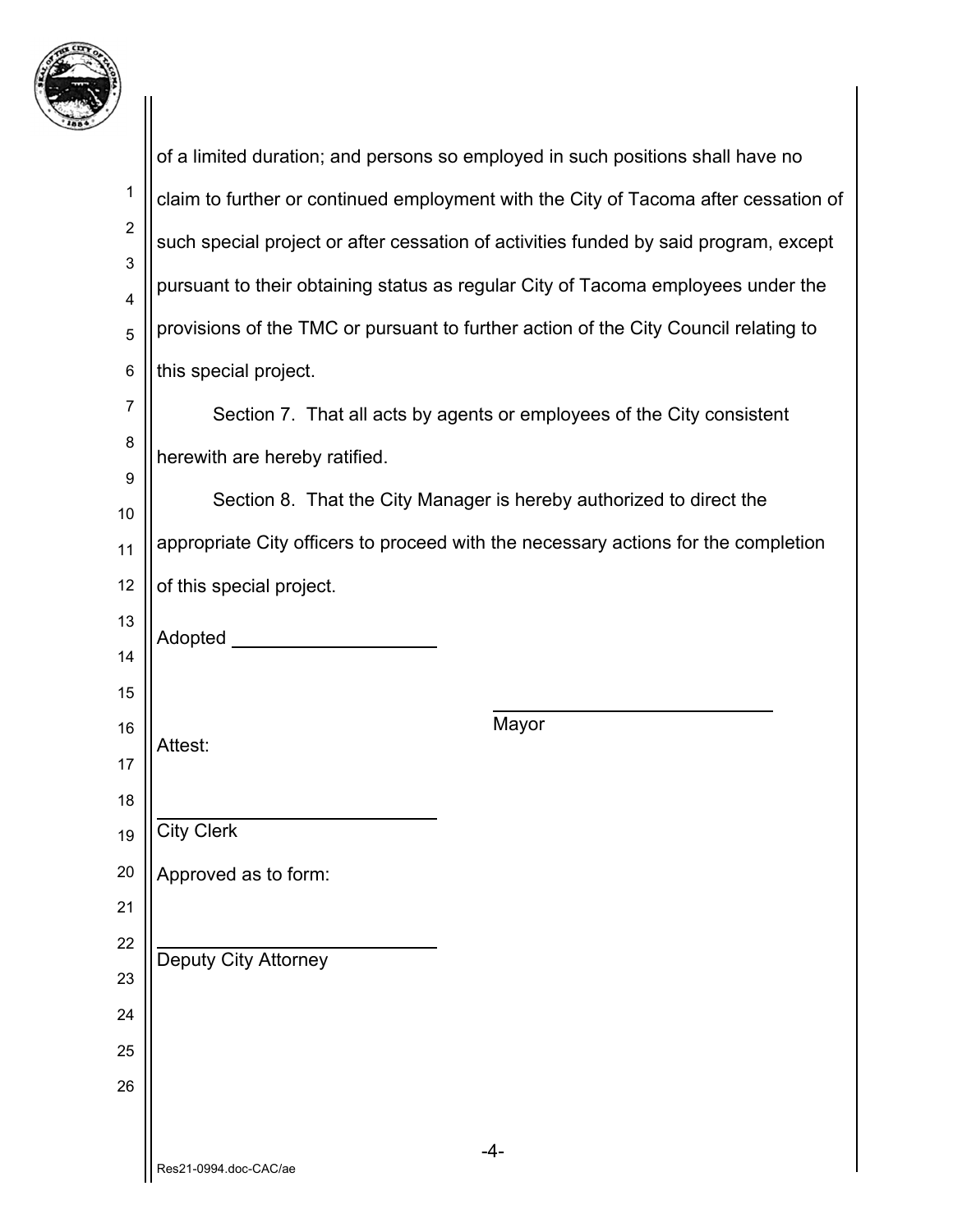of a limited duration; and persons so employed in such positions shall have no claim to further or continued employment with the City of Tacoma after cessation of such special project or after cessation of activities funded by said program, except pursuant to their obtaining status as regular City of Tacoma employees under the provisions of the TMC or pursuant to further action of the City Council relating to this special project.

Section 7. That all acts by agents or employees of the City consistent herewith are hereby ratified.

Section 8. That the City Manager is hereby authorized to direct the appropriate City officers to proceed with the necessary actions for the completion of this special project.

Adopted ____________________

___________________________
Mayor

Attest:

___________________________
City Clerk

Approved as to form:

___________________________
Deputy City Attorney

Res21-0994.doc-CAC/ae